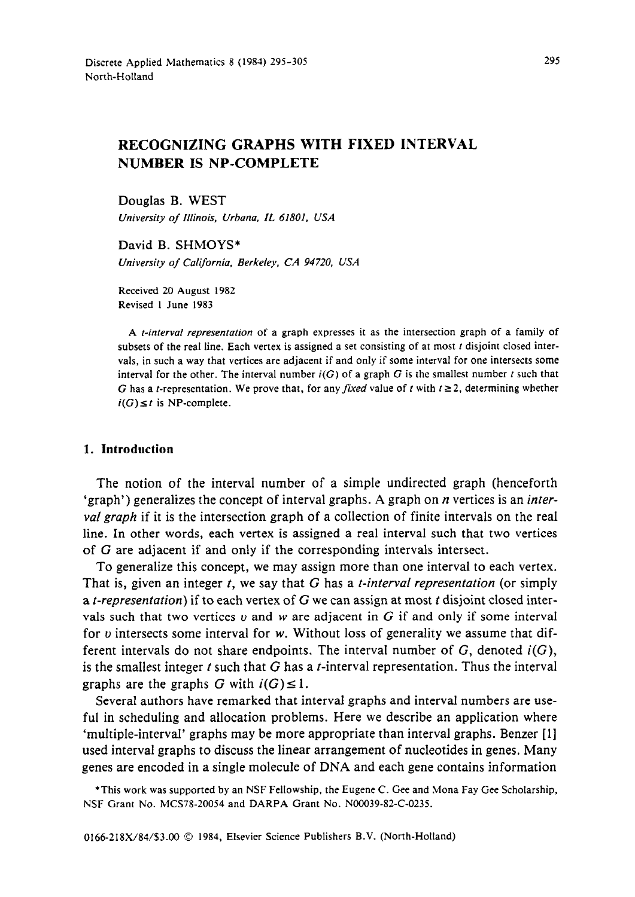# RECOGNIZING GRAPHS WITH FIXED INTERVAL NUMBER IS NP-COMPLETE

Douglas B. WEST

*University of Illinois, Urbana, IL 61801, USA*

David B. SHMOYS*

*University of California, Berkeley, CA 94720, USA*

Received 20 August 1982
Revised 1 June 1983

A *t-interval representation* of a graph expresses it as the intersection graph of a family of subsets of the real line. Each vertex is assigned a set consisting of at most $t$ disjoint closed intervals, in such a way that vertices are adjacent if and only if some interval for one intersects some interval for the other. The interval number $i(G)$ of a graph $G$ is the smallest number $t$ such that $G$ has a $t$-representation. We prove that, for any *fixed* value of $t$ with $t \geq 2$, determining whether $i(G) \leq t$ is NP-complete.

## 1. Introduction

The notion of the interval number of a simple undirected graph (henceforth 'graph') generalizes the concept of interval graphs. A graph on $n$ vertices is an *interval graph* if it is the intersection graph of a collection of finite intervals on the real line. In other words, each vertex is assigned a real interval such that two vertices of $G$ are adjacent if and only if the corresponding intervals intersect.

To generalize this concept, we may assign more than one interval to each vertex. That is, given an integer $t$, we say that $G$ has a *t-interval representation* (or simply a *t-representation*) if to each vertex of $G$ we can assign at most $t$ disjoint closed intervals such that two vertices $v$ and $w$ are adjacent in $G$ if and only if some interval for $v$ intersects some interval for $w$. Without loss of generality we assume that different intervals do not share endpoints. The interval number of $G$, denoted $i(G)$, is the smallest integer $t$ such that $G$ has a $t$-interval representation. Thus the interval graphs are the graphs $G$ with $i(G) \leq 1$.

Several authors have remarked that interval graphs and interval numbers are useful in scheduling and allocation problems. Here we describe an application where 'multiple-interval' graphs may be more appropriate than interval graphs. Benzer [1] used interval graphs to discuss the linear arrangement of nucleotides in genes. Many genes are encoded in a single molecule of DNA and each gene contains information

*This work was supported by an NSF Fellowship, the Eugene C. Gee and Mona Fay Gee Scholarship, NSF Grant No. MCS78-20054 and DARPA Grant No. N00039-82-C-0235.

0166-218X/84/$3.00 © 1984, Elsevier Science Publishers B.V. (North-Holland)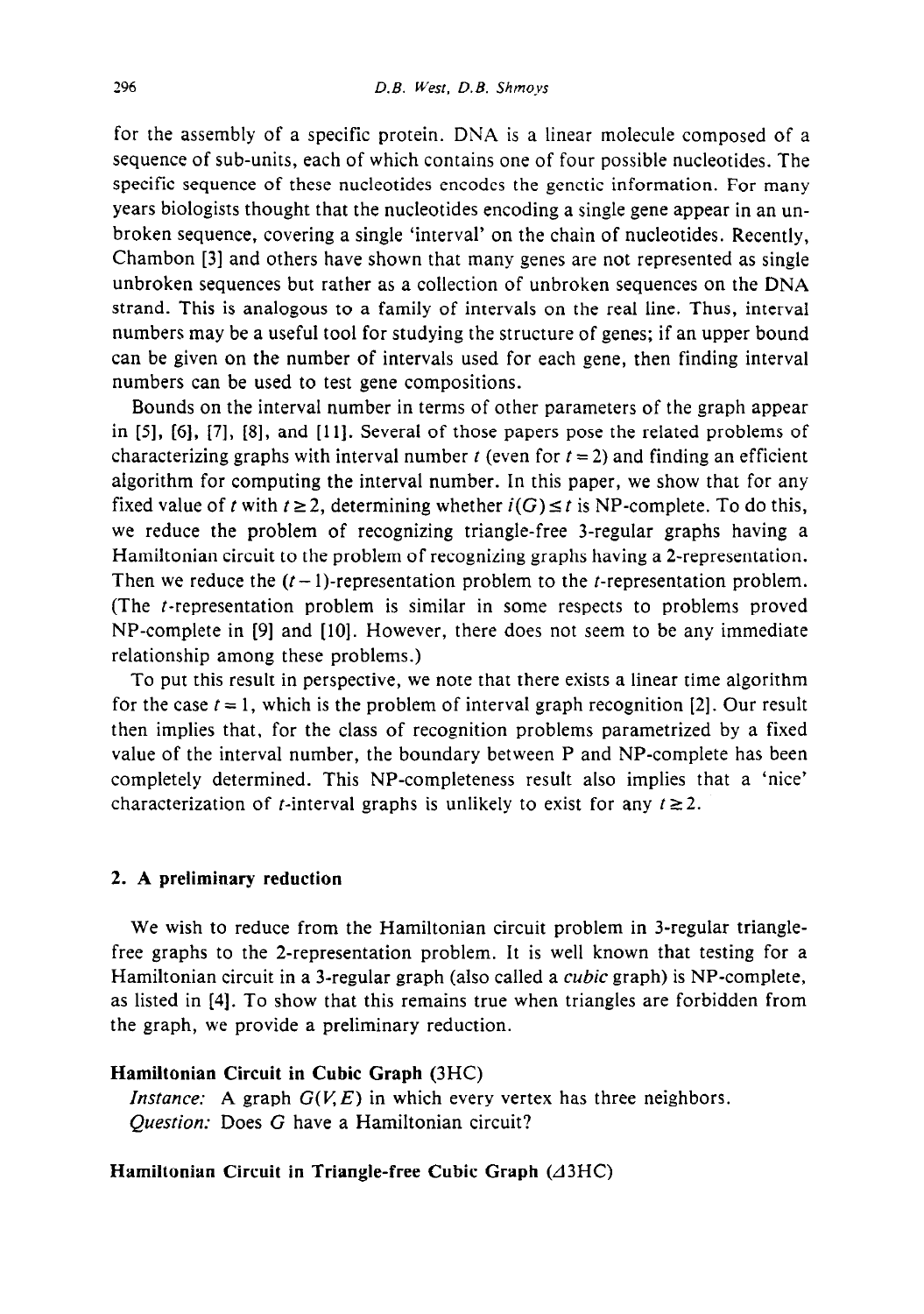for the assembly of a specific protein. DNA is a linear molecule composed of a sequence of sub-units, each of which contains one of four possible nucleotides. The specific sequence of these nucleotides encodes the genetic information. For many years biologists thought that the nucleotides encoding a single gene appear in an unbroken sequence, covering a single 'interval' on the chain of nucleotides. Recently, Chambon [3] and others have shown that many genes are not represented as single unbroken sequences but rather as a collection of unbroken sequences on the DNA strand. This is analogous to a family of intervals on the real line. Thus, interval numbers may be a useful tool for studying the structure of genes; if an upper bound can be given on the number of intervals used for each gene, then finding interval numbers can be used to test gene compositions.

Bounds on the interval number in terms of other parameters of the graph appear in [5], [6], [7], [8], and [11]. Several of those papers pose the related problems of characterizing graphs with interval number $t$ (even for $t=2$) and finding an efficient algorithm for computing the interval number. In this paper, we show that for any fixed value of $t$ with $t \geq 2$, determining whether $i(G) \leq t$ is NP-complete. To do this, we reduce the problem of recognizing triangle-free 3-regular graphs having a Hamiltonian circuit to the problem of recognizing graphs having a 2-representation. Then we reduce the $(t-1)$-representation problem to the $t$-representation problem. (The $t$-representation problem is similar in some respects to problems proved NP-complete in [9] and [10]. However, there does not seem to be any immediate relationship among these problems.)

To put this result in perspective, we note that there exists a linear time algorithm for the case $t=1$, which is the problem of interval graph recognition [2]. Our result then implies that, for the class of recognition problems parametrized by a fixed value of the interval number, the boundary between P and NP-complete has been completely determined. This NP-completeness result also implies that a 'nice' characterization of $t$-interval graphs is unlikely to exist for any $t \geq 2$.

## 2. A preliminary reduction

We wish to reduce from the Hamiltonian circuit problem in 3-regular triangle-free graphs to the 2-representation problem. It is well known that testing for a Hamiltonian circuit in a 3-regular graph (also called a *cubic* graph) is NP-complete, as listed in [4]. To show that this remains true when triangles are forbidden from the graph, we provide a preliminary reduction.

**Hamiltonian Circuit in Cubic Graph** (3HC)

*Instance:* A graph $G(V, E)$ in which every vertex has three neighbors.
*Question:* Does $G$ have a Hamiltonian circuit?

**Hamiltonian Circuit in Triangle-free Cubic Graph** ($\Delta$3HC)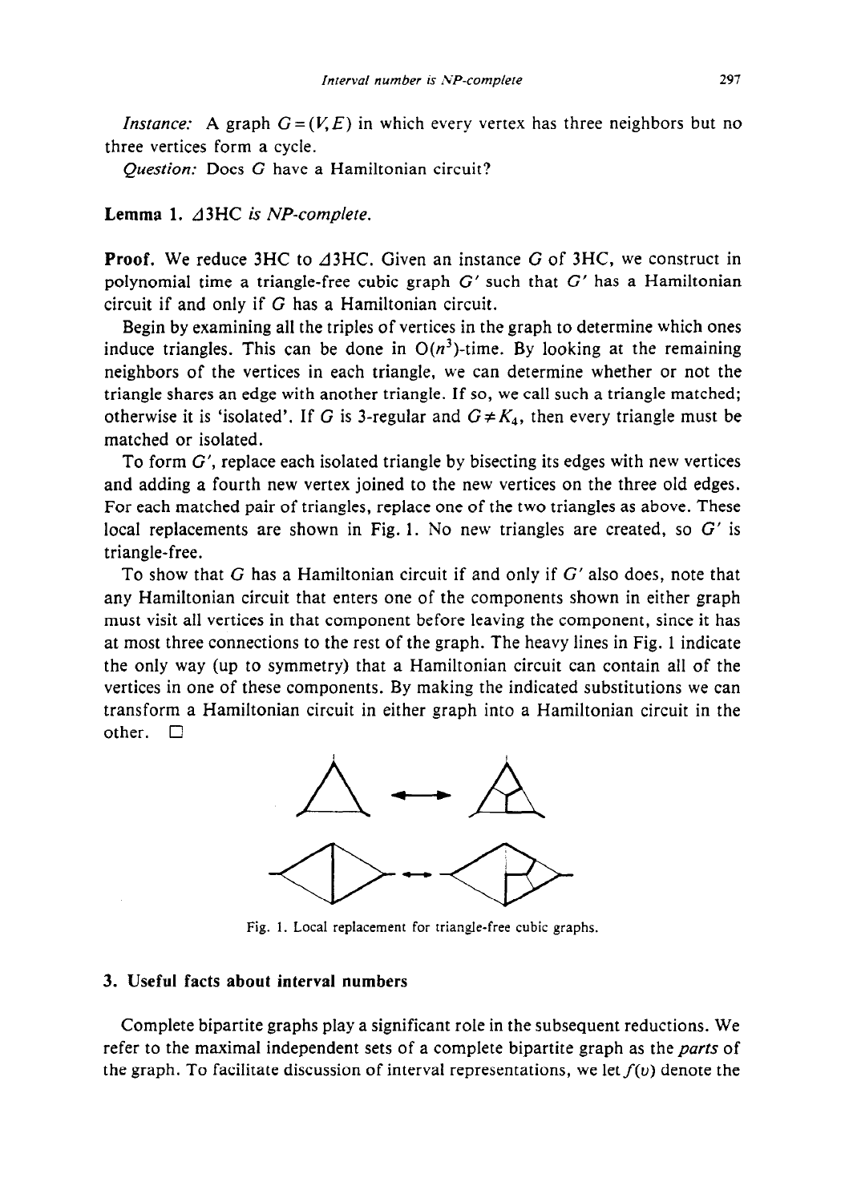*Instance:* A graph $G=(V,E)$ in which every vertex has three neighbors but no three vertices form a cycle.

*Question:* Does $G$ have a Hamiltonian circuit?

**Lemma 1.** *$\Delta$3HC is NP-complete.*

**Proof.** We reduce 3HC to $\Delta$3HC. Given an instance $G$ of 3HC, we construct in polynomial time a triangle-free cubic graph $G'$ such that $G'$ has a Hamiltonian circuit if and only if $G$ has a Hamiltonian circuit.

Begin by examining all the triples of vertices in the graph to determine which ones induce triangles. This can be done in $O(n^3)$-time. By looking at the remaining neighbors of the vertices in each triangle, we can determine whether or not the triangle shares an edge with another triangle. If so, we call such a triangle matched; otherwise it is 'isolated'. If $G$ is 3-regular and $G \neq K_4$, then every triangle must be matched or isolated.

To form $G'$, replace each isolated triangle by bisecting its edges with new vertices and adding a fourth new vertex joined to the new vertices on the three old edges. For each matched pair of triangles, replace one of the two triangles as above. These local replacements are shown in Fig. 1. No new triangles are created, so $G'$ is triangle-free.

To show that $G$ has a Hamiltonian circuit if and only if $G'$ also does, note that any Hamiltonian circuit that enters one of the components shown in either graph must visit all vertices in that component before leaving the component, since it has at most three connections to the rest of the graph. The heavy lines in Fig. 1 indicate the only way (up to symmetry) that a Hamiltonian circuit can contain all of the vertices in one of these components. By making the indicated substitutions we can transform a Hamiltonian circuit in either graph into a Hamiltonian circuit in the other. $\square$

Fig. 1. Local replacement for triangle-free cubic graphs.

## 3. Useful facts about interval numbers

Complete bipartite graphs play a significant role in the subsequent reductions. We refer to the maximal independent sets of a complete bipartite graph as the *parts* of the graph. To facilitate discussion of interval representations, we let $f(v)$ denote the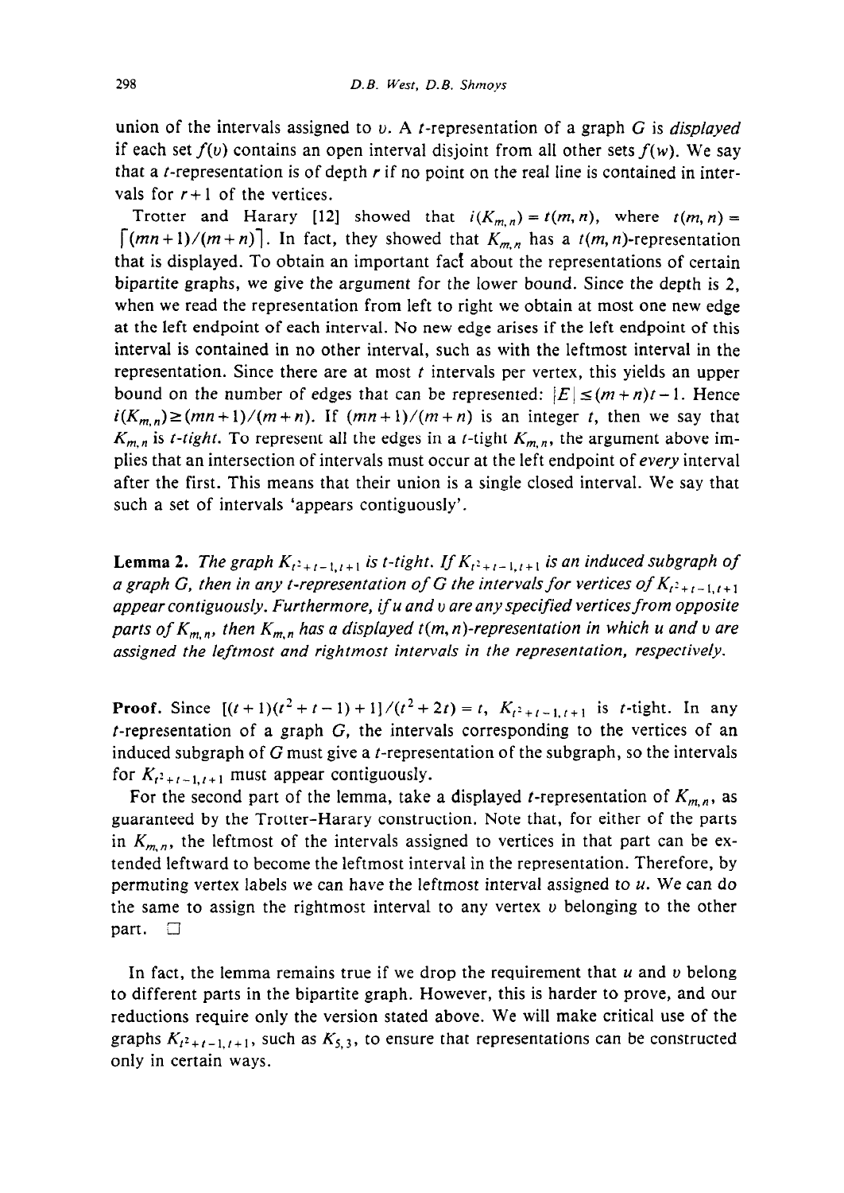union of the intervals assigned to $v$. A $t$-representation of a graph $G$ is *displayed* if each set $f(v)$ contains an open interval disjoint from all other sets $f(w)$. We say that a $t$-representation is of depth $r$ if no point on the real line is contained in intervals for $r+1$ of the vertices.

Trotter and Harary [12] showed that $i(K_{m,n}) = t(m,n)$, where $t(m,n) = \lceil (mn+1)/(m+n) \rceil$. In fact, they showed that $K_{m,n}$ has a $t(m,n)$-representation that is displayed. To obtain an important fact about the representations of certain bipartite graphs, we give the argument for the lower bound. Since the depth is 2, when we read the representation from left to right we obtain at most one new edge at the left endpoint of each interval. No new edge arises if the left endpoint of this interval is contained in no other interval, such as with the leftmost interval in the representation. Since there are at most $t$ intervals per vertex, this yields an upper bound on the number of edges that can be represented: $|E| \le (m+n)t - 1$. Hence $i(K_{m,n}) \ge (mn+1)/(m+n)$. If $(mn+1)/(m+n)$ is an integer $t$, then we say that $K_{m,n}$ is *t-tight*. To represent all the edges in a $t$-tight $K_{m,n}$, the argument above implies that an intersection of intervals must occur at the left endpoint of *every* interval after the first. This means that their union is a single closed interval. We say that such a set of intervals 'appears contiguously'.

**Lemma 2.** *The graph $K_{t^2+t-1,t+1}$ is t-tight. If $K_{t^2+t-1,t+1}$ is an induced subgraph of a graph $G$, then in any t-representation of $G$ the intervals for vertices of $K_{t^2+t-1,t+1}$ appear contiguously. Furthermore, if $u$ and $v$ are any specified vertices from opposite parts of $K_{m,n}$, then $K_{m,n}$ has a displayed $t(m,n)$-representation in which $u$ and $v$ are assigned the leftmost and rightmost intervals in the representation, respectively.*

**Proof.** Since $[(t+1)(t^2+t-1)+1]/(t^2+2t) = t$, $K_{t^2+t-1,t+1}$ is $t$-tight. In any $t$-representation of a graph $G$, the intervals corresponding to the vertices of an induced subgraph of $G$ must give a $t$-representation of the subgraph, so the intervals for $K_{t^2+t-1,t+1}$ must appear contiguously.

For the second part of the lemma, take a displayed $t$-representation of $K_{m,n}$, as guaranteed by the Trotter–Harary construction. Note that, for either of the parts in $K_{m,n}$, the leftmost of the intervals assigned to vertices in that part can be extended leftward to become the leftmost interval in the representation. Therefore, by permuting vertex labels we can have the leftmost interval assigned to $u$. We can do the same to assign the rightmost interval to any vertex $v$ belonging to the other part. □

In fact, the lemma remains true if we drop the requirement that $u$ and $v$ belong to different parts in the bipartite graph. However, this is harder to prove, and our reductions require only the version stated above. We will make critical use of the graphs $K_{t^2+t-1,t+1}$, such as $K_{5,3}$, to ensure that representations can be constructed only in certain ways.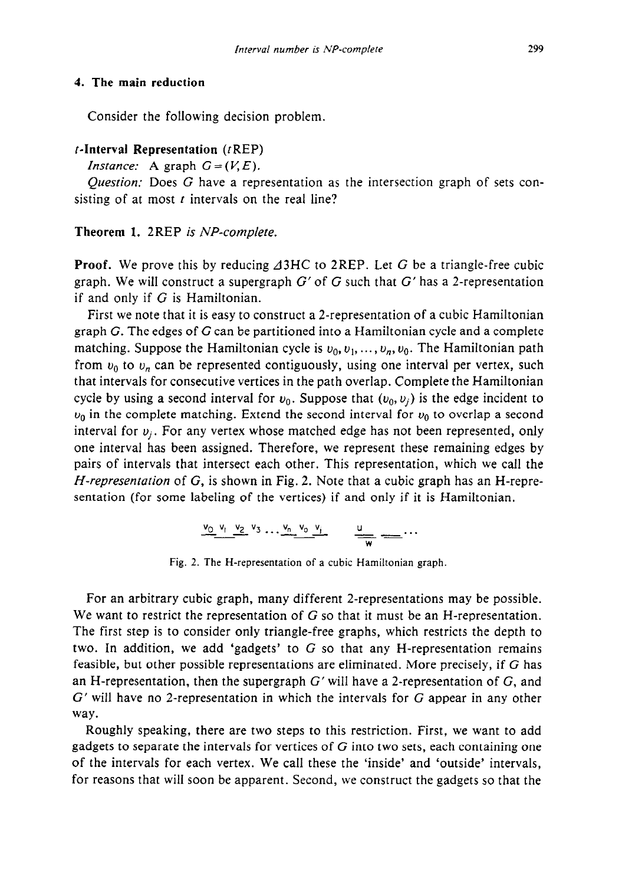## 4. The main reduction

Consider the following decision problem.

***t*-Interval Representation** ($t$REP)

*Instance:* A graph $G = (V, E)$.

*Question:* Does $G$ have a representation as the intersection graph of sets consisting of at most $t$ intervals on the real line?

**Theorem 1.** *2REP is NP-complete.*

**Proof.** We prove this by reducing $\Delta$3HC to 2REP. Let $G$ be a triangle-free cubic graph. We will construct a supergraph $G'$ of $G$ such that $G'$ has a 2-representation if and only if $G$ is Hamiltonian.

First we note that it is easy to construct a 2-representation of a cubic Hamiltonian graph $G$. The edges of $G$ can be partitioned into a Hamiltonian cycle and a complete matching. Suppose the Hamiltonian cycle is $v_0, v_1, \ldots, v_n, v_0$. The Hamiltonian path from $v_0$ to $v_n$ can be represented contiguously, using one interval per vertex, such that intervals for consecutive vertices in the path overlap. Complete the Hamiltonian cycle by using a second interval for $v_0$. Suppose that $(v_0, v_j)$ is the edge incident to $v_0$ in the complete matching. Extend the second interval for $v_0$ to overlap a second interval for $v_j$. For any vertex whose matched edge has not been represented, only one interval has been assigned. Therefore, we represent these remaining edges by pairs of intervals that intersect each other. This representation, which we call the *H-representation* of $G$, is shown in Fig. 2. Note that a cubic graph has an H-representation (for some labeling of the vertices) if and only if it is Hamiltonian.

$v_0 \; v_1 \; v_2 \; v_3 \ldots v_n \; v_0 \; v_j \qquad u \; w \quad \ldots$

Fig. 2. The H-representation of a cubic Hamiltonian graph.

For an arbitrary cubic graph, many different 2-representations may be possible. We want to restrict the representation of $G$ so that it must be an H-representation. The first step is to consider only triangle-free graphs, which restricts the depth to two. In addition, we add 'gadgets' to $G$ so that any H-representation remains feasible, but other possible representations are eliminated. More precisely, if $G$ has an H-representation, then the supergraph $G'$ will have a 2-representation of $G$, and $G'$ will have no 2-representation in which the intervals for $G$ appear in any other way.

Roughly speaking, there are two steps to this restriction. First, we want to add gadgets to separate the intervals for vertices of $G$ into two sets, each containing one of the intervals for each vertex. We call these the 'inside' and 'outside' intervals, for reasons that will soon be apparent. Second, we construct the gadgets so that the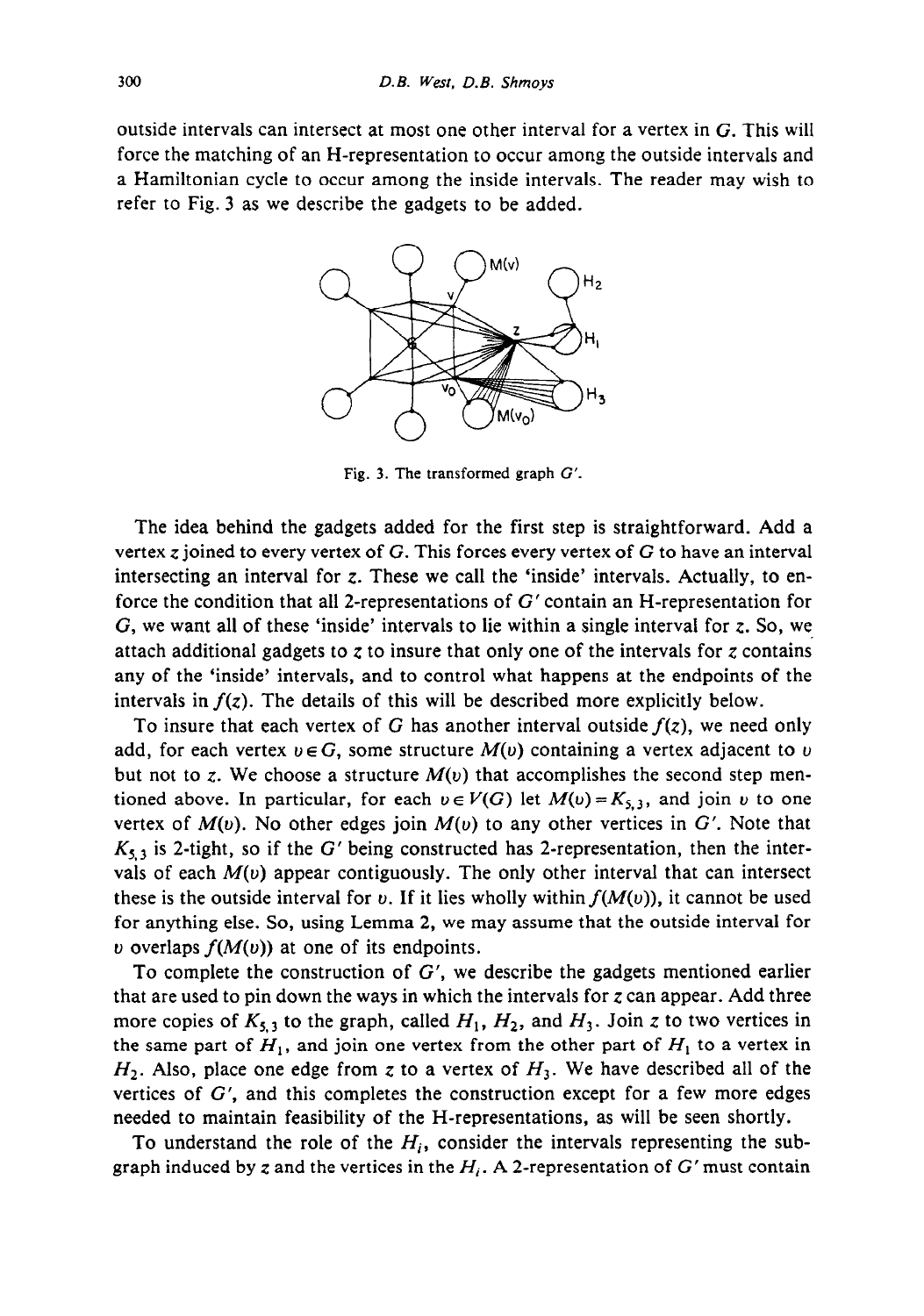outside intervals can intersect at most one other interval for a vertex in $G$. This will force the matching of an H-representation to occur among the outside intervals and a Hamiltonian cycle to occur among the inside intervals. The reader may wish to refer to Fig. 3 as we describe the gadgets to be added.

Fig. 3. The transformed graph $G'$.

The idea behind the gadgets added for the first step is straightforward. Add a vertex $z$ joined to every vertex of $G$. This forces every vertex of $G$ to have an interval intersecting an interval for $z$. These we call the 'inside' intervals. Actually, to enforce the condition that all 2-representations of $G'$ contain an H-representation for $G$, we want all of these 'inside' intervals to lie within a single interval for $z$. So, we attach additional gadgets to $z$ to insure that only one of the intervals for $z$ contains any of the 'inside' intervals, and to control what happens at the endpoints of the intervals in $f(z)$. The details of this will be described more explicitly below.

To insure that each vertex of $G$ has another interval outside $f(z)$, we need only add, for each vertex $v \in G$, some structure $M(v)$ containing a vertex adjacent to $v$ but not to $z$. We choose a structure $M(v)$ that accomplishes the second step mentioned above. In particular, for each $v \in V(G)$ let $M(v) = K_{5,3}$, and join $v$ to one vertex of $M(v)$. No other edges join $M(v)$ to any other vertices in $G'$. Note that $K_{5,3}$ is 2-tight, so if the $G'$ being constructed has 2-representation, then the intervals of each $M(v)$ appear contiguously. The only other interval that can intersect these is the outside interval for $v$. If it lies wholly within $f(M(v))$, it cannot be used for anything else. So, using Lemma 2, we may assume that the outside interval for $v$ overlaps $f(M(v))$ at one of its endpoints.

To complete the construction of $G'$, we describe the gadgets mentioned earlier that are used to pin down the ways in which the intervals for $z$ can appear. Add three more copies of $K_{5,3}$ to the graph, called $H_1$, $H_2$, and $H_3$. Join $z$ to two vertices in the same part of $H_1$, and join one vertex from the other part of $H_1$ to a vertex in $H_2$. Also, place one edge from $z$ to a vertex of $H_3$. We have described all of the vertices of $G'$, and this completes the construction except for a few more edges needed to maintain feasibility of the H-representations, as will be seen shortly.

To understand the role of the $H_i$, consider the intervals representing the subgraph induced by $z$ and the vertices in the $H_i$. A 2-representation of $G'$ must contain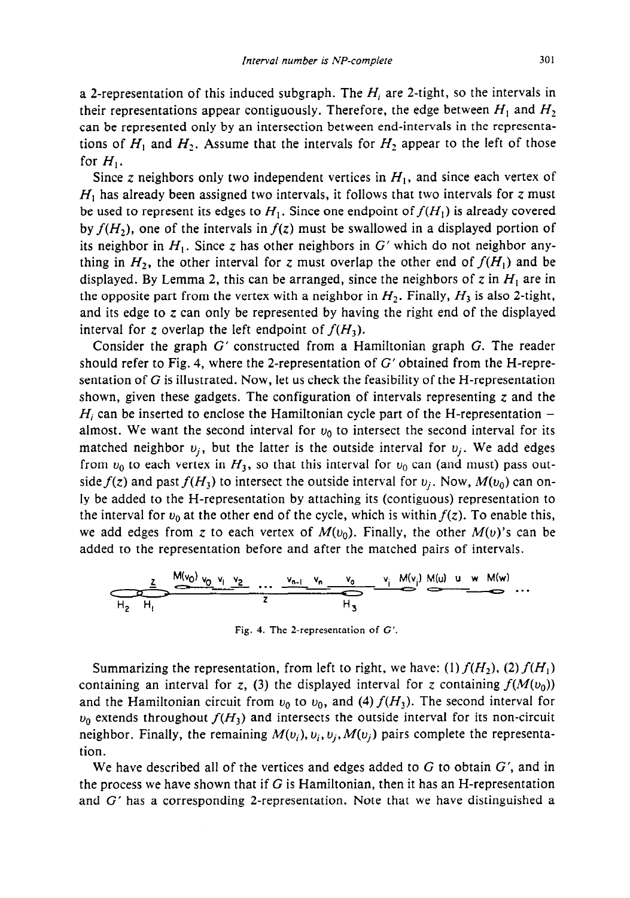a 2-representation of this induced subgraph. The $H_i$ are 2-tight, so the intervals in their representations appear contiguously. Therefore, the edge between $H_1$ and $H_2$ can be represented only by an intersection between end-intervals in the representations of $H_1$ and $H_2$. Assume that the intervals for $H_2$ appear to the left of those for $H_1$.

Since $z$ neighbors only two independent vertices in $H_1$, and since each vertex of $H_1$ has already been assigned two intervals, it follows that two intervals for $z$ must be used to represent its edges to $H_1$. Since one endpoint of $f(H_1)$ is already covered by $f(H_2)$, one of the intervals in $f(z)$ must be swallowed in a displayed portion of its neighbor in $H_1$. Since $z$ has other neighbors in $G'$ which do not neighbor anything in $H_2$, the other interval for $z$ must overlap the other end of $f(H_1)$ and be displayed. By Lemma 2, this can be arranged, since the neighbors of $z$ in $H_1$ are in the opposite part from the vertex with a neighbor in $H_2$. Finally, $H_3$ is also 2-tight, and its edge to $z$ can only be represented by having the right end of the displayed interval for $z$ overlap the left endpoint of $f(H_3)$.

Consider the graph $G'$ constructed from a Hamiltonian graph $G$. The reader should refer to Fig. 4, where the 2-representation of $G'$ obtained from the H-representation of $G$ is illustrated. Now, let us check the feasibility of the H-representation shown, given these gadgets. The configuration of intervals representing $z$ and the $H_i$ can be inserted to enclose the Hamiltonian cycle part of the H-representation – almost. We want the second interval for $v_0$ to intersect the second interval for its matched neighbor $v_j$, but the latter is the outside interval for $v_j$. We add edges from $v_0$ to each vertex in $H_3$, so that this interval for $v_0$ can (and must) pass outside $f(z)$ and past $f(H_3)$ to intersect the outside interval for $v_j$. Now, $M(v_0)$ can only be added to the H-representation by attaching its (contiguous) representation to the interval for $v_0$ at the other end of the cycle, which is within $f(z)$. To enable this, we add edges from $z$ to each vertex of $M(v_0)$. Finally, the other $M(v)$'s can be added to the representation before and after the matched pairs of intervals.

Fig. 4. The 2-representation of $G'$.

Summarizing the representation, from left to right, we have: (1) $f(H_2)$, (2) $f(H_1)$ containing an interval for $z$, (3) the displayed interval for $z$ containing $f(M(v_0))$ and the Hamiltonian circuit from $v_0$ to $v_0$, and (4) $f(H_3)$. The second interval for $v_0$ extends throughout $f(H_3)$ and intersects the outside interval for its non-circuit neighbor. Finally, the remaining $M(v_i), v_i, v_j, M(v_j)$ pairs complete the representation.

We have described all of the vertices and edges added to $G$ to obtain $G'$, and in the process we have shown that if $G$ is Hamiltonian, then it has an H-representation and $G'$ has a corresponding 2-representation. Note that we have distinguished a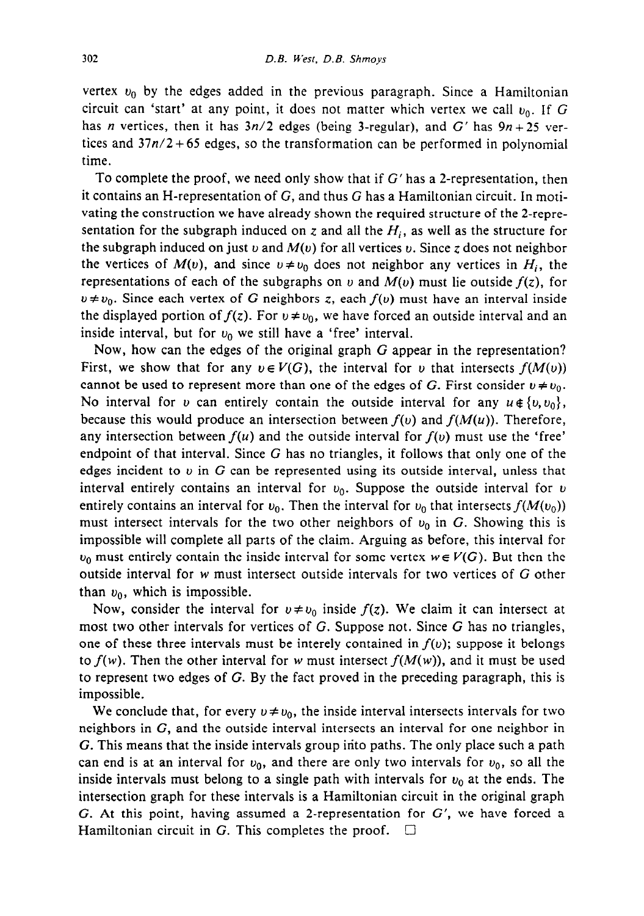vertex $v_0$ by the edges added in the previous paragraph. Since a Hamiltonian circuit can 'start' at any point, it does not matter which vertex we call $v_0$. If $G$ has $n$ vertices, then it has $3n/2$ edges (being 3-regular), and $G'$ has $9n+25$ vertices and $37n/2+65$ edges, so the transformation can be performed in polynomial time.

To complete the proof, we need only show that if $G'$ has a 2-representation, then it contains an H-representation of $G$, and thus $G$ has a Hamiltonian circuit. In motivating the construction we have already shown the required structure of the 2-representation for the subgraph induced on $z$ and all the $H_i$, as well as the structure for the subgraph induced on just $v$ and $M(v)$ for all vertices $v$. Since $z$ does not neighbor the vertices of $M(v)$, and since $v \neq v_0$ does not neighbor any vertices in $H_i$, the representations of each of the subgraphs on $v$ and $M(v)$ must lie outside $f(z)$, for $v \neq v_0$. Since each vertex of $G$ neighbors $z$, each $f(v)$ must have an interval inside the displayed portion of $f(z)$. For $v \neq v_0$, we have forced an outside interval and an inside interval, but for $v_0$ we still have a 'free' interval.

Now, how can the edges of the original graph $G$ appear in the representation? First, we show that for any $v \in V(G)$, the interval for $v$ that intersects $f(M(v))$ cannot be used to represent more than one of the edges of $G$. First consider $v \neq v_0$. No interval for $v$ can entirely contain the outside interval for any $u \notin \{v, v_0\}$, because this would produce an intersection between $f(v)$ and $f(M(u))$. Therefore, any intersection between $f(u)$ and the outside interval for $f(v)$ must use the 'free' endpoint of that interval. Since $G$ has no triangles, it follows that only one of the edges incident to $v$ in $G$ can be represented using its outside interval, unless that interval entirely contains an interval for $v_0$. Suppose the outside interval for $v$ entirely contains an interval for $v_0$. Then the interval for $v_0$ that intersects $f(M(v_0))$ must intersect intervals for the two other neighbors of $v_0$ in $G$. Showing this is impossible will complete all parts of the claim. Arguing as before, this interval for $v_0$ must entirely contain the inside interval for some vertex $w \in V(G)$. But then the outside interval for $w$ must intersect outside intervals for two vertices of $G$ other than $v_0$, which is impossible.

Now, consider the interval for $v \neq v_0$ inside $f(z)$. We claim it can intersect at most two other intervals for vertices of $G$. Suppose not. Since $G$ has no triangles, one of these three intervals must be interely contained in $f(v)$; suppose it belongs to $f(w)$. Then the other interval for $w$ must intersect $f(M(w))$, and it must be used to represent two edges of $G$. By the fact proved in the preceding paragraph, this is impossible.

We conclude that, for every $v \neq v_0$, the inside interval intersects intervals for two neighbors in $G$, and the outside interval intersects an interval for one neighbor in $G$. This means that the inside intervals group into paths. The only place such a path can end is at an interval for $v_0$, and there are only two intervals for $v_0$, so all the inside intervals must belong to a single path with intervals for $v_0$ at the ends. The intersection graph for these intervals is a Hamiltonian circuit in the original graph $G$. At this point, having assumed a 2-representation for $G'$, we have forced a Hamiltonian circuit in $G$. This completes the proof. $\square$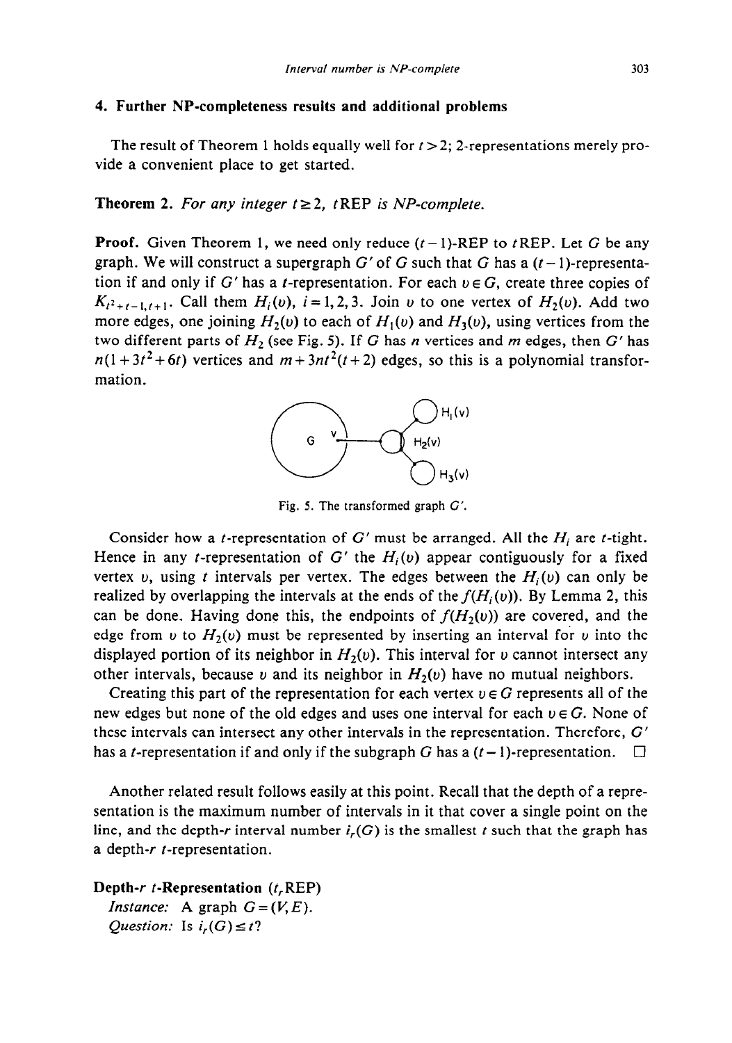## 4. Further NP-completeness results and additional problems

The result of Theorem 1 holds equally well for $t > 2$; 2-representations merely provide a convenient place to get started.

**Theorem 2.** *For any integer $t \geq 2$, $t$REP is NP-complete.*

**Proof.** Given Theorem 1, we need only reduce $(t-1)$-REP to $t$REP. Let $G$ be any graph. We will construct a supergraph $G'$ of $G$ such that $G$ has a $(t-1)$-representation if and only if $G'$ has a $t$-representation. For each $v \in G$, create three copies of $K_{t^2+t-1,t+1}$. Call them $H_i(v)$, $i = 1, 2, 3$. Join $v$ to one vertex of $H_2(v)$. Add two more edges, one joining $H_2(v)$ to each of $H_1(v)$ and $H_3(v)$, using vertices from the two different parts of $H_2$ (see Fig. 5). If $G$ has $n$ vertices and $m$ edges, then $G'$ has $n(1 + 3t^2 + 6t)$ vertices and $m + 3nt^2(t+2)$ edges, so this is a polynomial transformation.

Fig. 5. The transformed graph $G'$.

Consider how a $t$-representation of $G'$ must be arranged. All the $H_i$ are $t$-tight. Hence in any $t$-representation of $G'$ the $H_i(v)$ appear contiguously for a fixed vertex $v$, using $t$ intervals per vertex. The edges between the $H_i(v)$ can only be realized by overlapping the intervals at the ends of the $f(H_i(v))$. By Lemma 2, this can be done. Having done this, the endpoints of $f(H_2(v))$ are covered, and the edge from $v$ to $H_2(v)$ must be represented by inserting an interval for $v$ into the displayed portion of its neighbor in $H_2(v)$. This interval for $v$ cannot intersect any other intervals, because $v$ and its neighbor in $H_2(v)$ have no mutual neighbors.

Creating this part of the representation for each vertex $v \in G$ represents all of the new edges but none of the old edges and uses one interval for each $v \in G$. None of these intervals can intersect any other intervals in the representation. Therefore, $G'$ has a $t$-representation if and only if the subgraph $G$ has a $(t-1)$-representation. $\square$

Another related result follows easily at this point. Recall that the depth of a representation is the maximum number of intervals in it that cover a single point on the line, and the depth-$r$ interval number $i_r(G)$ is the smallest $t$ such that the graph has a depth-$r$ $t$-representation.

**Depth-$r$ $t$-Representation ($t_r$REP)**
*Instance:* A graph $G = (V, E)$.
*Question:* Is $i_r(G) \leq t$?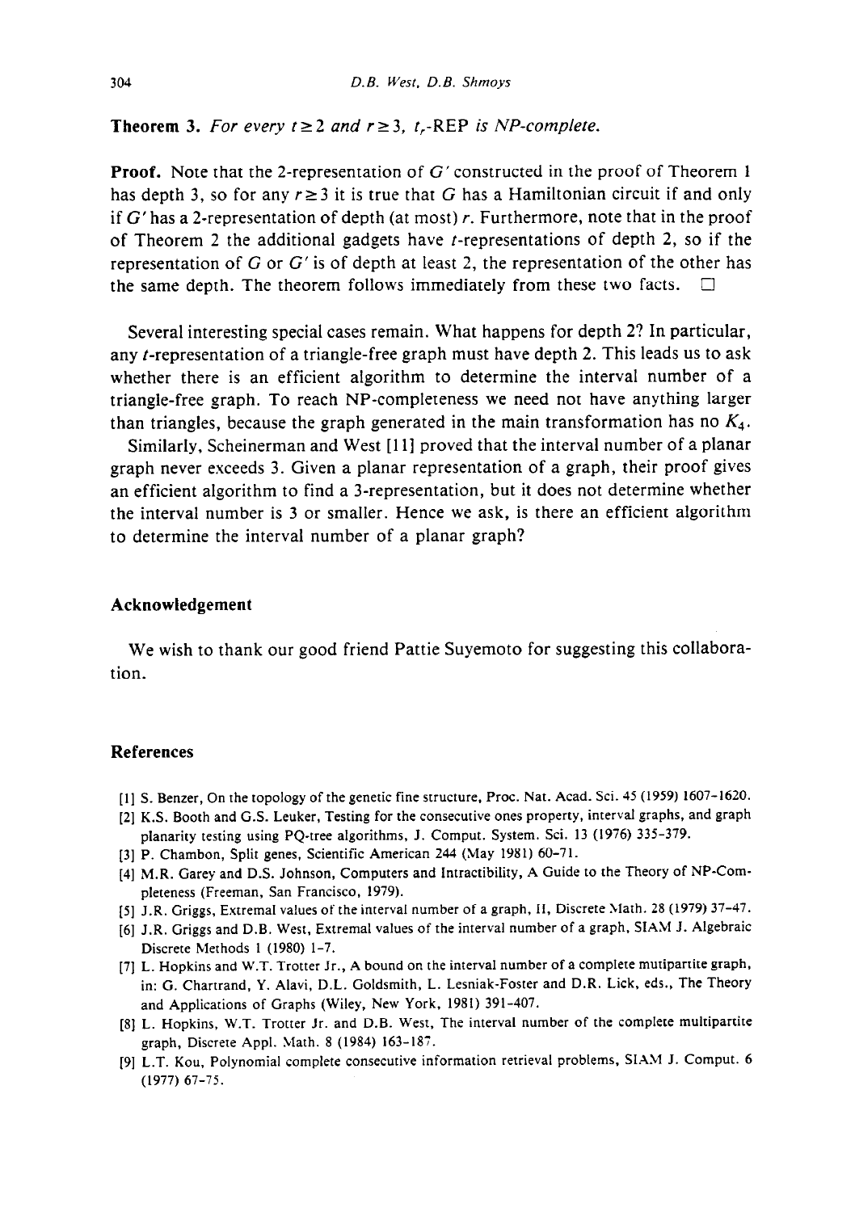**Theorem 3.** *For every $t \geq 2$ and $r \geq 3$, $t_r$-REP is NP-complete.*

**Proof.** Note that the 2-representation of $G'$ constructed in the proof of Theorem 1 has depth 3, so for any $r \geq 3$ it is true that $G$ has a Hamiltonian circuit if and only if $G'$ has a 2-representation of depth (at most) $r$. Furthermore, note that in the proof of Theorem 2 the additional gadgets have $t$-representations of depth 2, so if the representation of $G$ or $G'$ is of depth at least 2, the representation of the other has the same depth. The theorem follows immediately from these two facts. $\square$

Several interesting special cases remain. What happens for depth 2? In particular, any $t$-representation of a triangle-free graph must have depth 2. This leads us to ask whether there is an efficient algorithm to determine the interval number of a triangle-free graph. To reach NP-completeness we need not have anything larger than triangles, because the graph generated in the main transformation has no $K_4$.

Similarly, Scheinerman and West [11] proved that the interval number of a planar graph never exceeds 3. Given a planar representation of a graph, their proof gives an efficient algorithm to find a 3-representation, but it does not determine whether the interval number is 3 or smaller. Hence we ask, is there an efficient algorithm to determine the interval number of a planar graph?

## Acknowledgement

We wish to thank our good friend Pattie Suyemoto for suggesting this collaboration.

## References

[1] S. Benzer, On the topology of the genetic fine structure, Proc. Nat. Acad. Sci. 45 (1959) 1607–1620.

[2] K.S. Booth and G.S. Leuker, Testing for the consecutive ones property, interval graphs, and graph planarity testing using PQ-tree algorithms, J. Comput. System. Sci. 13 (1976) 335–379.

[3] P. Chambon, Split genes, Scientific American 244 (May 1981) 60–71.

[4] M.R. Garey and D.S. Johnson, Computers and Intractibility, A Guide to the Theory of NP-Completeness (Freeman, San Francisco, 1979).

[5] J.R. Griggs, Extremal values of the interval number of a graph, II, Discrete Math. 28 (1979) 37–47.

[6] J.R. Griggs and D.B. West, Extremal values of the interval number of a graph, SIAM J. Algebraic Discrete Methods 1 (1980) 1–7.

[7] L. Hopkins and W.T. Trotter Jr., A bound on the interval number of a complete mutipartite graph, in: G. Chartrand, Y. Alavi, D.L. Goldsmith, L. Lesniak-Foster and D.R. Lick, eds., The Theory and Applications of Graphs (Wiley, New York, 1981) 391–407.

[8] L. Hopkins, W.T. Trotter Jr. and D.B. West, The interval number of the complete multipartite graph, Discrete Appl. Math. 8 (1984) 163–187.

[9] L.T. Kou, Polynomial complete consecutive information retrieval problems, SIAM J. Comput. 6 (1977) 67–75.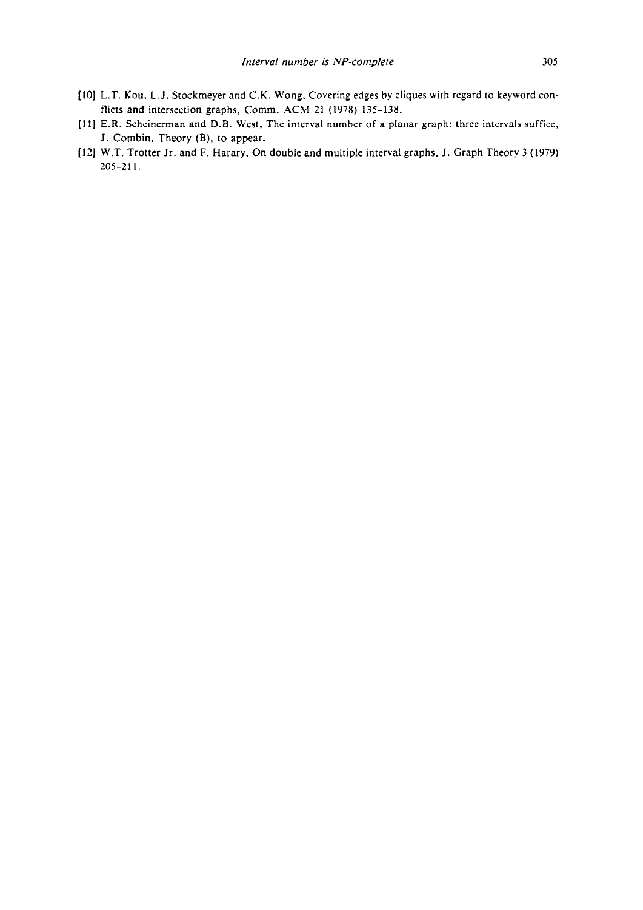[10] L.T. Kou, L.J. Stockmeyer and C.K. Wong, Covering edges by cliques with regard to keyword conflicts and intersection graphs, Comm. ACM 21 (1978) 135–138.

[11] E.R. Scheinerman and D.B. West, The interval number of a planar graph: three intervals suffice, J. Combin. Theory (B), to appear.

[12] W.T. Trotter Jr. and F. Harary, On double and multiple interval graphs, J. Graph Theory 3 (1979) 205–211.